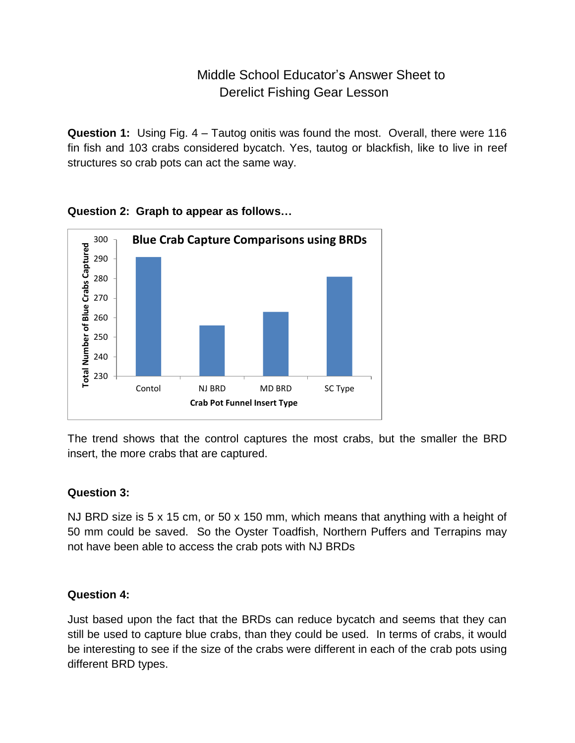# Middle School Educator's Answer Sheet to Derelict Fishing Gear Lesson

**Question 1:** Using Fig. 4 – Tautog onitis was found the most. Overall, there were 116 fin fish and 103 crabs considered bycatch. Yes, tautog or blackfish, like to live in reef structures so crab pots can act the same way.

**Question 2: Graph to appear as follows…**

**Blue Crab Capture Comparisons using BRDs**

Total Number of Blue Crabs Captured

300, 290, 280, 270, 260, 250, 240, 230

Contol, NJ BRD, MD BRD, SC Type

**Crab Pot Funnel Insert Type**

The trend shows that the control captures the most crabs, but the smaller the BRD insert, the more crabs that are captured.

**Question 3:**

NJ BRD size is 5 x 15 cm, or 50 x 150 mm, which means that anything with a height of 50 mm could be saved. So the Oyster Toadfish, Northern Puffers and Terrapins may not have been able to access the crab pots with NJ BRDs

**Question 4:**

Just based upon the fact that the BRDs can reduce bycatch and seems that they can still be used to capture blue crabs, than they could be used. In terms of crabs, it would be interesting to see if the size of the crabs were different in each of the crab pots using different BRD types.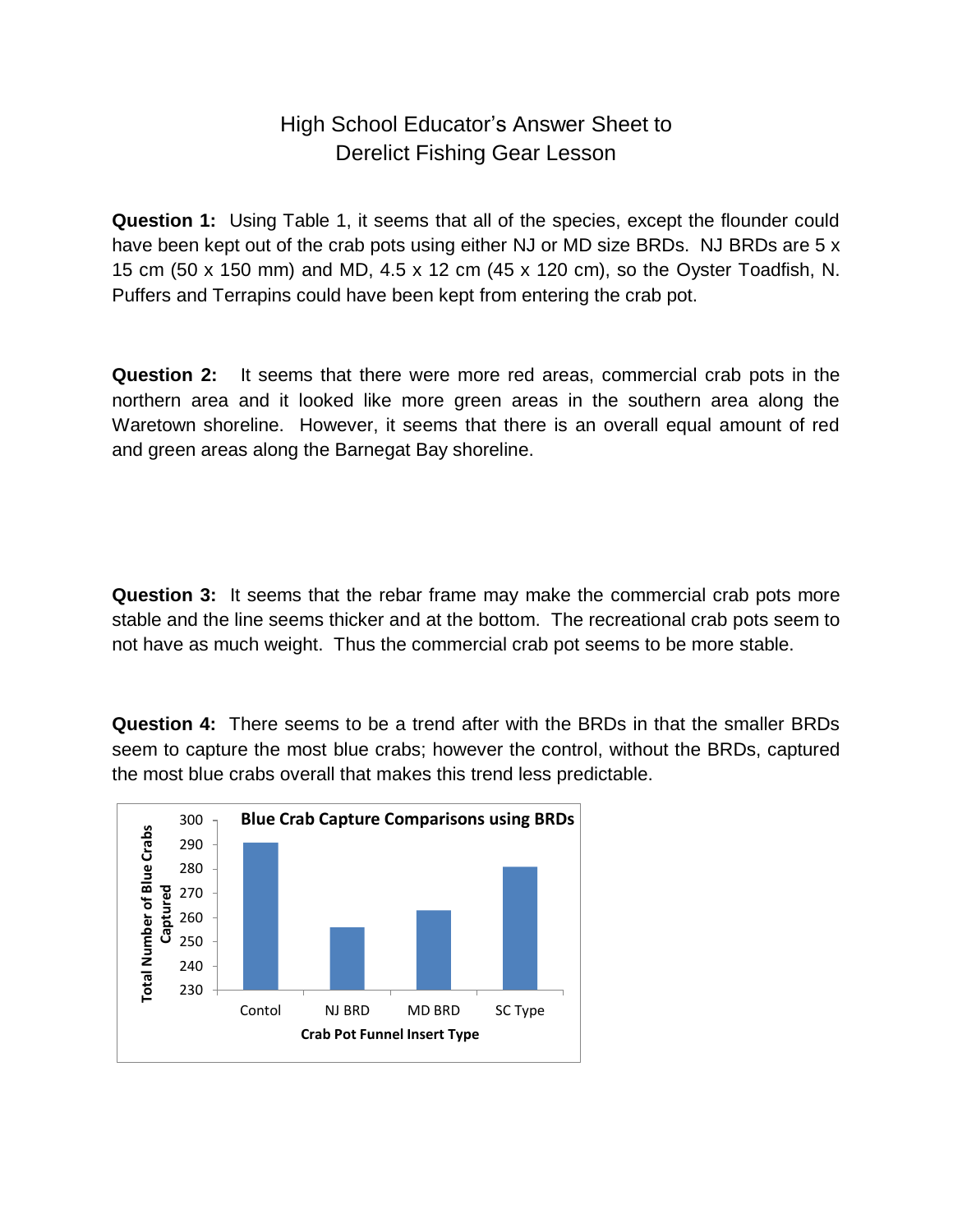# High School Educator's Answer Sheet to Derelict Fishing Gear Lesson

**Question 1:** Using Table 1, it seems that all of the species, except the flounder could have been kept out of the crab pots using either NJ or MD size BRDs. NJ BRDs are 5 x 15 cm (50 x 150 mm) and MD, 4.5 x 12 cm (45 x 120 cm), so the Oyster Toadfish, N. Puffers and Terrapins could have been kept from entering the crab pot.

**Question 2:** It seems that there were more red areas, commercial crab pots in the northern area and it looked like more green areas in the southern area along the Waretown shoreline. However, it seems that there is an overall equal amount of red and green areas along the Barnegat Bay shoreline.

**Question 3:** It seems that the rebar frame may make the commercial crab pots more stable and the line seems thicker and at the bottom. The recreational crab pots seem to not have as much weight. Thus the commercial crab pot seems to be more stable.

**Question 4:** There seems to be a trend after with the BRDs in that the smaller BRDs seem to capture the most blue crabs; however the control, without the BRDs, captured the most blue crabs overall that makes this trend less predictable.

**Blue Crab Capture Comparisons using BRDs**

Y-axis: Total Number of Blue Crabs Captured (230–300)

X-axis: Crab Pot Funnel Insert Type

Contol, NJ BRD, MD BRD, SC Type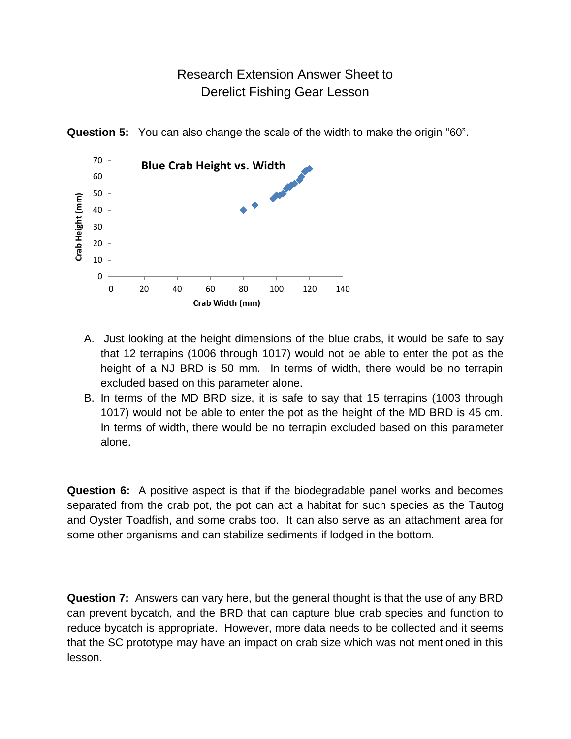# Research Extension Answer Sheet to Derelict Fishing Gear Lesson

**Question 5:** You can also change the scale of the width to make the origin "60".

Blue Crab Height vs. Width

Crab Height (mm)

70
60
50
40
30
20
10
0

0 20 40 60 80 100 120 140

Crab Width (mm)

A. Just looking at the height dimensions of the blue crabs, it would be safe to say that 12 terrapins (1006 through 1017) would not be able to enter the pot as the height of a NJ BRD is 50 mm. In terms of width, there would be no terrapin excluded based on this parameter alone.

B. In terms of the MD BRD size, it is safe to say that 15 terrapins (1003 through 1017) would not be able to enter the pot as the height of the MD BRD is 45 cm. In terms of width, there would be no terrapin excluded based on this parameter alone.

**Question 6:** A positive aspect is that if the biodegradable panel works and becomes separated from the crab pot, the pot can act a habitat for such species as the Tautog and Oyster Toadfish, and some crabs too. It can also serve as an attachment area for some other organisms and can stabilize sediments if lodged in the bottom.

**Question 7:** Answers can vary here, but the general thought is that the use of any BRD can prevent bycatch, and the BRD that can capture blue crab species and function to reduce bycatch is appropriate. However, more data needs to be collected and it seems that the SC prototype may have an impact on crab size which was not mentioned in this lesson.